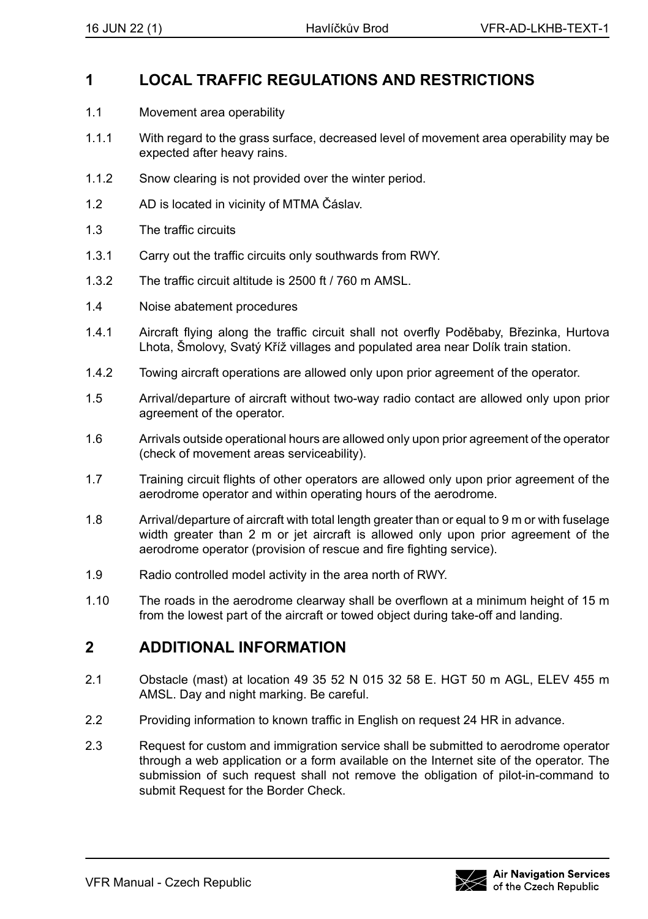## 1 LOCAL TRAFFIC REGULATIONS AND RESTRICTIONS

1.1 Movement area operability

1.1.1 With regard to the grass surface, decreased level of movement area operability may be expected after heavy rains.

1.1.2 Snow clearing is not provided over the winter period.

1.2 AD is located in vicinity of MTMA Čáslav.

1.3 The traffic circuits

1.3.1 Carry out the traffic circuits only southwards from RWY.

1.3.2 The traffic circuit altitude is 2500 ft / 760 m AMSL.

1.4 Noise abatement procedures

1.4.1 Aircraft flying along the traffic circuit shall not overfly Poděbaby, Březinka, Hurtova Lhota, Šmolovy, Svatý Kříž villages and populated area near Dolík train station.

1.4.2 Towing aircraft operations are allowed only upon prior agreement of the operator.

1.5 Arrival/departure of aircraft without two-way radio contact are allowed only upon prior agreement of the operator.

1.6 Arrivals outside operational hours are allowed only upon prior agreement of the operator (check of movement areas serviceability).

1.7 Training circuit flights of other operators are allowed only upon prior agreement of the aerodrome operator and within operating hours of the aerodrome.

1.8 Arrival/departure of aircraft with total length greater than or equal to 9 m or with fuselage width greater than 2 m or jet aircraft is allowed only upon prior agreement of the aerodrome operator (provision of rescue and fire fighting service).

1.9 Radio controlled model activity in the area north of RWY.

1.10 The roads in the aerodrome clearway shall be overflown at a minimum height of 15 m from the lowest part of the aircraft or towed object during take-off and landing.

## 2 ADDITIONAL INFORMATION

2.1 Obstacle (mast) at location 49 35 52 N 015 32 58 E. HGT 50 m AGL, ELEV 455 m AMSL. Day and night marking. Be careful.

2.2 Providing information to known traffic in English on request 24 HR in advance.

2.3 Request for custom and immigration service shall be submitted to aerodrome operator through a web application or a form available on the Internet site of the operator. The submission of such request shall not remove the obligation of pilot-in-command to submit Request for the Border Check.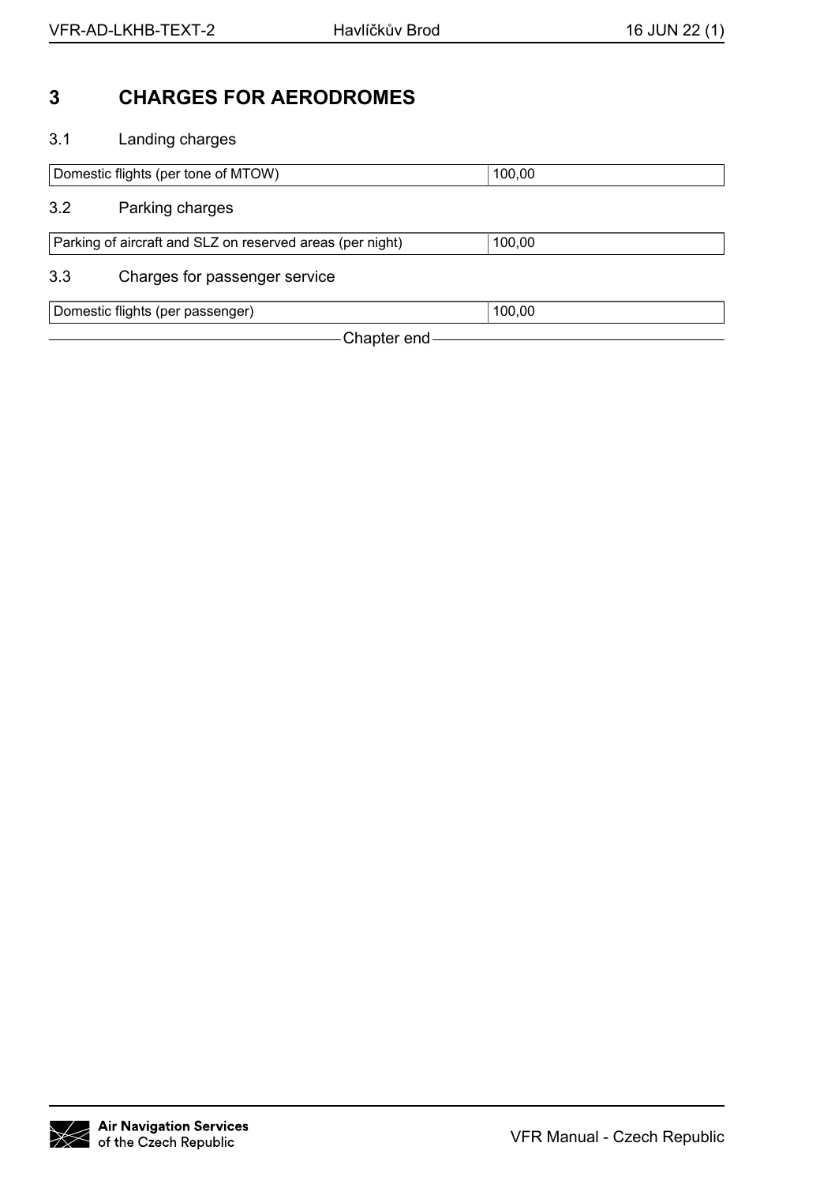# 3 CHARGES FOR AERODROMES

## 3.1 Landing charges

| | |
|---|---|
| Domestic flights (per tone of MTOW) | 100,00 |

## 3.2 Parking charges

| | |
|---|---|
| Parking of aircraft and SLZ on reserved areas (per night) | 100,00 |

## 3.3 Charges for passenger service

| | |
|---|---|
| Domestic flights (per passenger) | 100,00 |

Chapter end